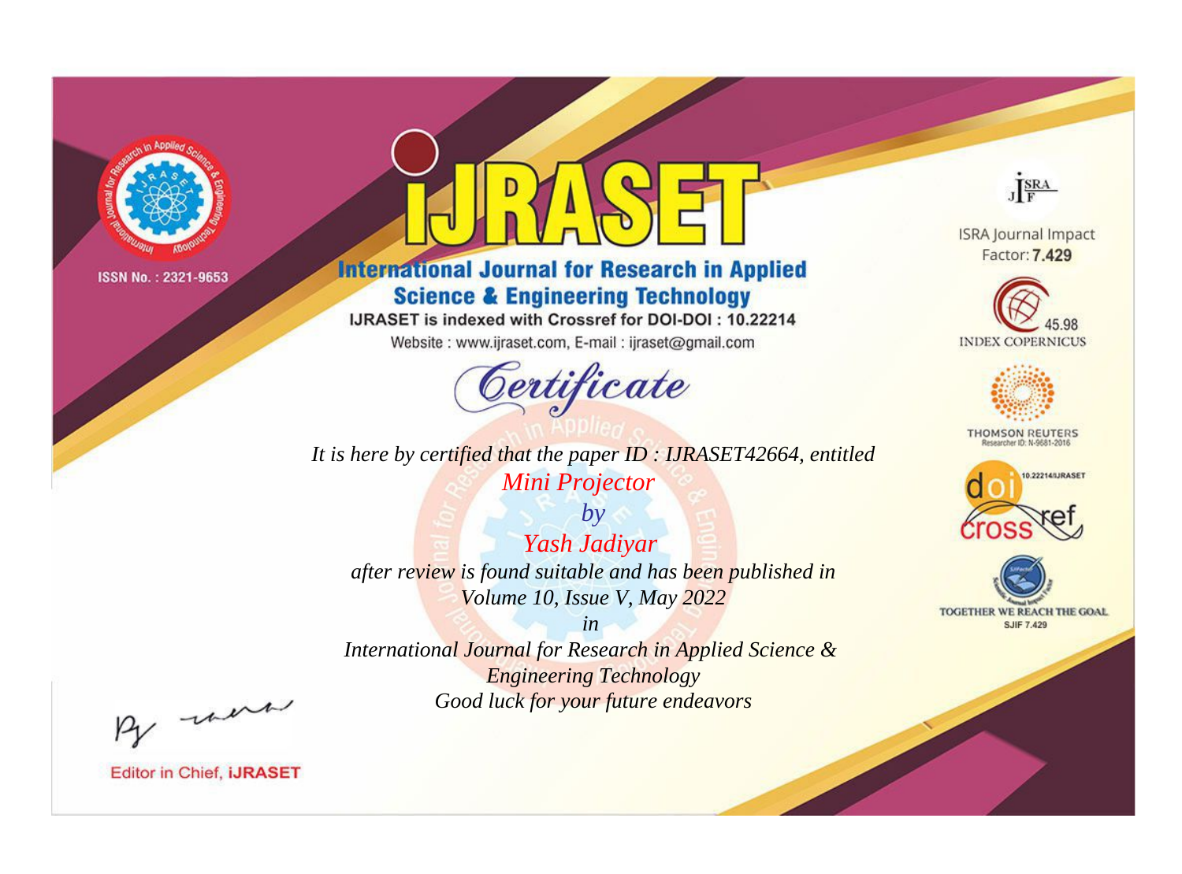ISSN No. : 2321-9653

# IJRASET

## International Journal for Research in Applied Science & Engineering Technology

IJRASET is indexed with Crossref for DOI-DOI : 10.22214

Website : www.ijraset.com, E-mail : ijraset@gmail.com

ISRA Journal Impact Factor: **7.429**

45.98 INDEX COPERNICUS

THOMSON REUTERS Researcher ID: N-9681-2016

10.22214/IJRASET

TOGETHER WE REACH THE GOAL SJIF 7.429

# *Certificate*

*It is here by certified that the paper ID : IJRASET42664, entitled*

*Mini Projector*

*by*

*Yash Jadiyar*

*after review is found suitable and has been published in*

*Volume 10, Issue V, May 2022*

*in*

*International Journal for Research in Applied Science & Engineering Technology*

*Good luck for your future endeavors*

Editor in Chief, **iJRASET**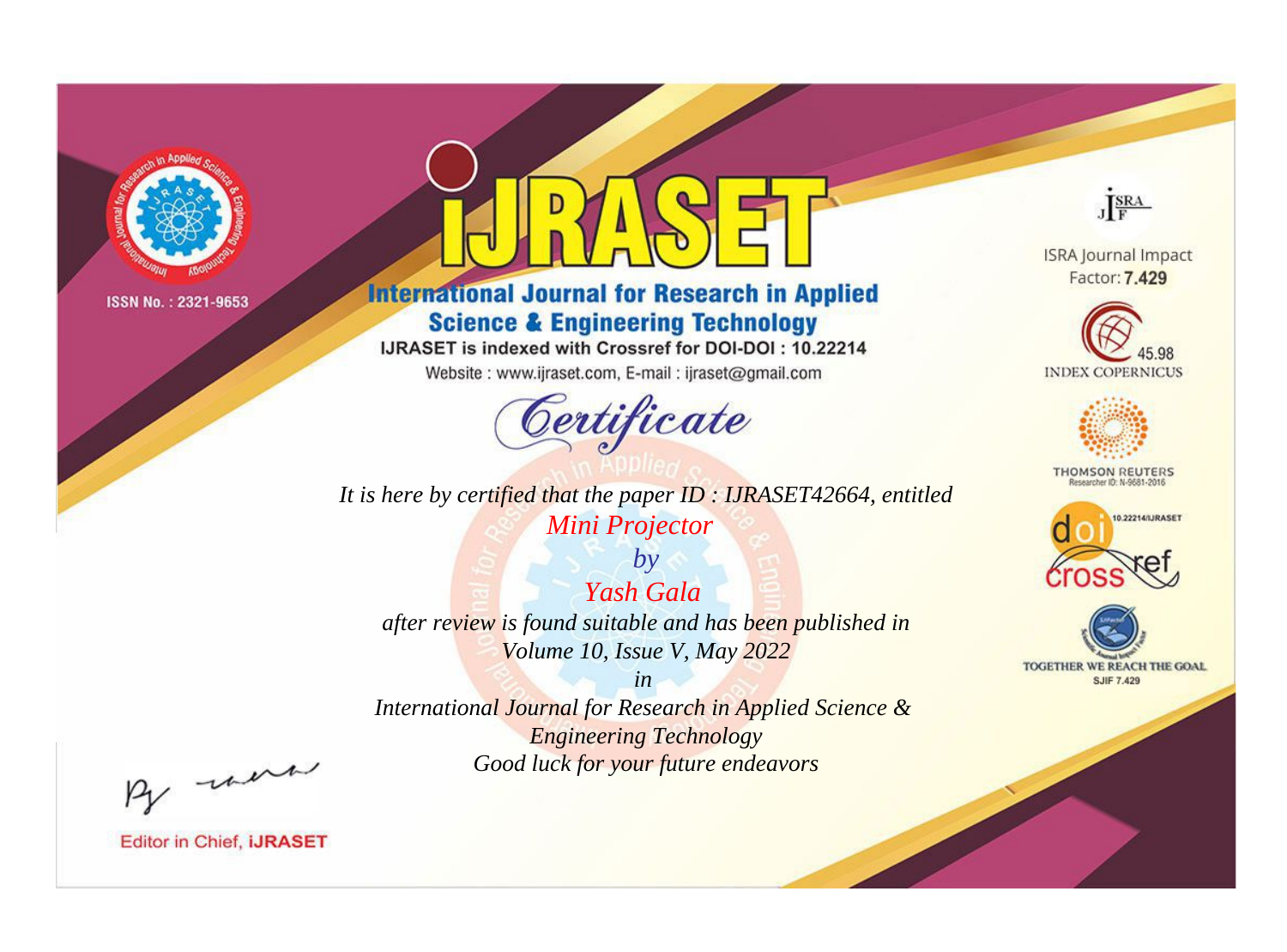ISSN No. : 2321-9653

# iJRASET

## International Journal for Research in Applied Science & Engineering Technology

IJRASET is indexed with Crossref for DOI-DOI : 10.22214

Website : www.ijraset.com, E-mail : ijraset@gmail.com

## Certificate

*It is here by certified that the paper ID : IJRASET42664, entitled*

*Mini Projector*

*by*

*Yash Gala*

*after review is found suitable and has been published in*

*Volume 10, Issue V, May 2022*

*in*

*International Journal for Research in Applied Science & Engineering Technology*

*Good luck for your future endeavors*

ISRA Journal Impact Factor: **7.429**

45.98 INDEX COPERNICUS

THOMSON REUTERS Researcher ID: N-9681-2016

10.22214/IJRASET

TOGETHER WE REACH THE GOAL SJIF 7.429

Editor in Chief, **iJRASET**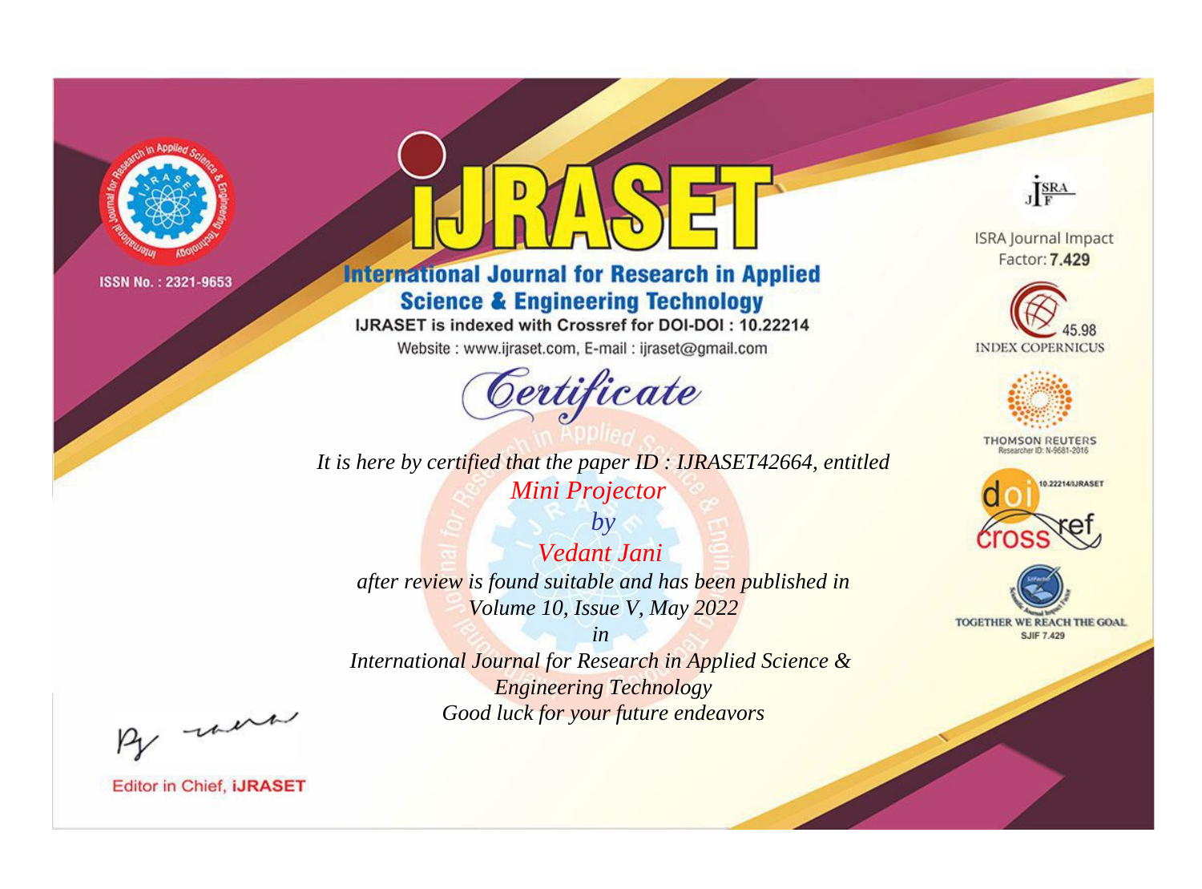ISSN No. : 2321-9653

# iJRASET

## International Journal for Research in Applied Science & Engineering Technology

IJRASET is indexed with Crossref for DOI-DOI : 10.22214

Website : www.ijraset.com, E-mail : ijraset@gmail.com

ISRA Journal Impact Factor: **7.429**

45.98 INDEX COPERNICUS

THOMSON REUTERS Researcher ID: N-9681-2016

10.22214/IJRASET

TOGETHER WE REACH THE GOAL SJIF 7.429

# Certificate

*It is here by certified that the paper ID : IJRASET42664, entitled*

*Mini Projector*

*by*

*Vedant Jani*

*after review is found suitable and has been published in*

*Volume 10, Issue V, May 2022*

*in*

*International Journal for Research in Applied Science & Engineering Technology*

*Good luck for your future endeavors*

Editor in Chief, **iJRASET**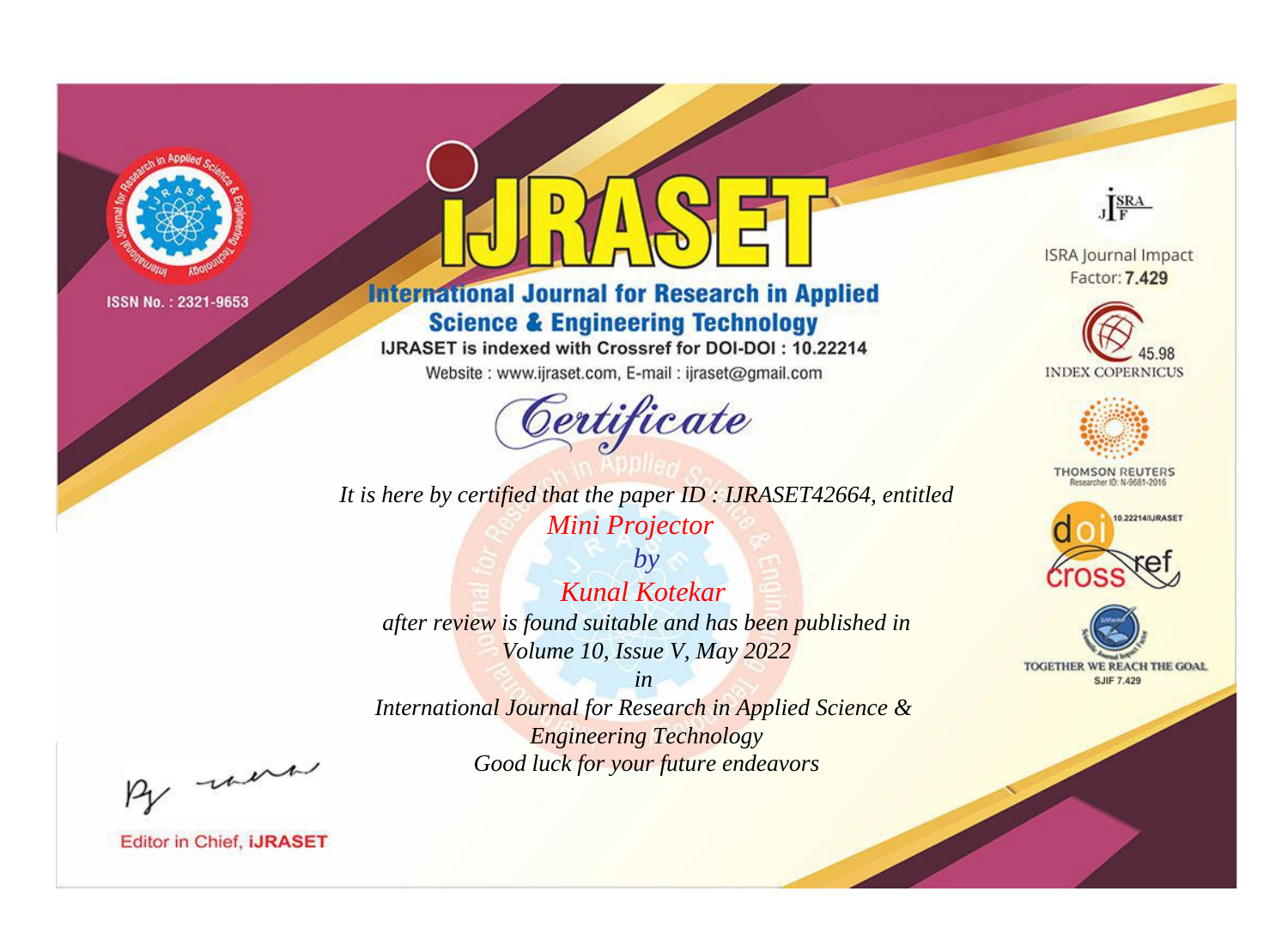ISSN No. : 2321-9653

# IJRASET

## International Journal for Research in Applied Science & Engineering Technology

IJRASET is indexed with Crossref for DOI-DOI : 10.22214

Website : www.ijraset.com, E-mail : ijraset@gmail.com

ISRA Journal Impact Factor: **7.429**

45.98 INDEX COPERNICUS

THOMSON REUTERS
Researcher ID: N-9681-2016

10.22214/IJRASET

TOGETHER WE REACH THE GOAL
SJIF 7.429

# *Certificate*

*It is here by certified that the paper ID : IJRASET42664, entitled*

*Mini Projector*

*by*

*Kunal Kotekar*

*after review is found suitable and has been published in*

*Volume 10, Issue V, May 2022*

*in*

*International Journal for Research in Applied Science & Engineering Technology*

*Good luck for your future endeavors*

Editor in Chief, **iJRASET**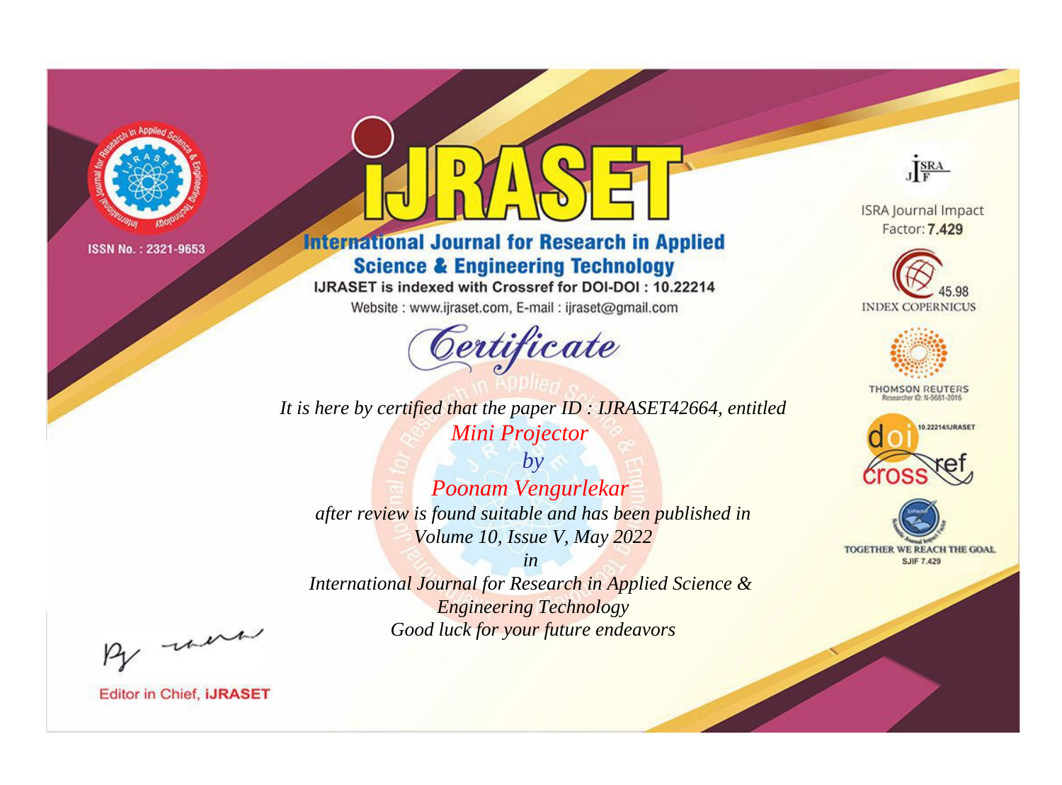ISSN No. : 2321-9653

# iJRASET

## International Journal for Research in Applied Science & Engineering Technology

IJRASET is indexed with Crossref for DOI-DOI : 10.22214

Website : www.ijraset.com, E-mail : ijraset@gmail.com

ISRA Journal Impact Factor: **7.429**

45.98 INDEX COPERNICUS

THOMSON REUTERS Researcher ID: N-9681-2016

10.22214/IJRASET

TOGETHER WE REACH THE GOAL SJIF 7.429

*Certificate*

*It is here by certified that the paper ID : IJRASET42664, entitled*

*Mini Projector*

*by*

*Poonam Vengurlekar*

*after review is found suitable and has been published in*

*Volume 10, Issue V, May 2022*

*in*

*International Journal for Research in Applied Science & Engineering Technology*

*Good luck for your future endeavors*

Editor in Chief, **iJRASET**